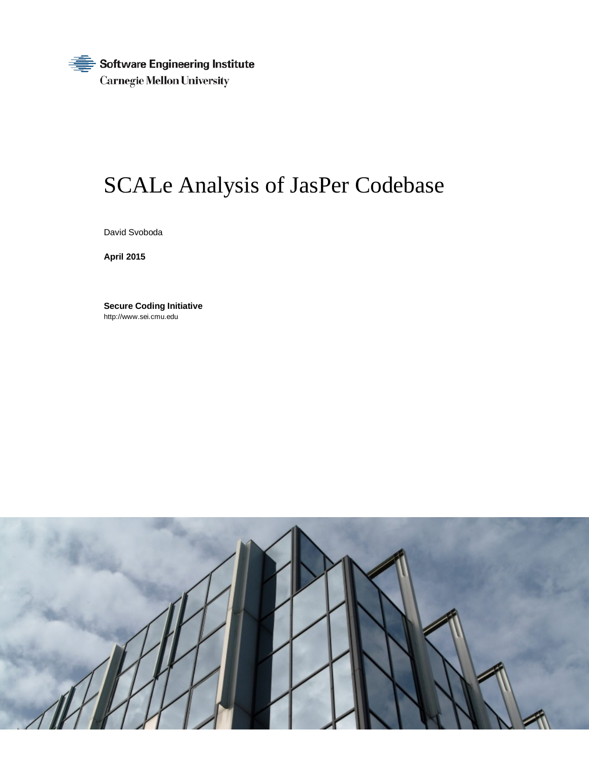Software Engineering Institute

Carnegie Mellon University

# SCALe Analysis of JasPer Codebase

David Svoboda

**April 2015**

**Secure Coding Initiative**

http://www.sei.cmu.edu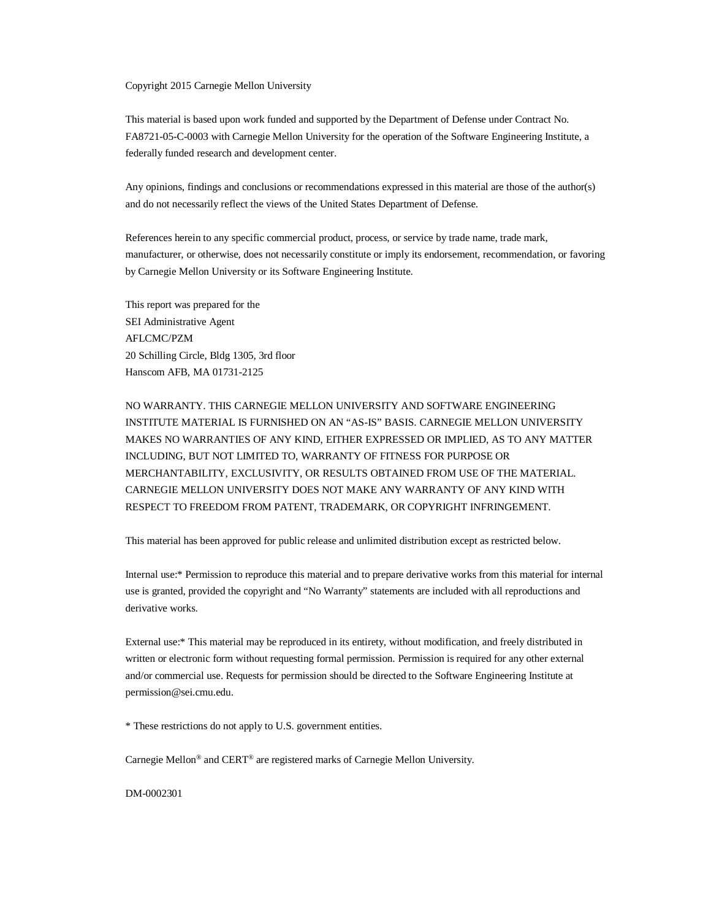Copyright 2015 Carnegie Mellon University

This material is based upon work funded and supported by the Department of Defense under Contract No. FA8721-05-C-0003 with Carnegie Mellon University for the operation of the Software Engineering Institute, a federally funded research and development center.

Any opinions, findings and conclusions or recommendations expressed in this material are those of the author(s) and do not necessarily reflect the views of the United States Department of Defense.

References herein to any specific commercial product, process, or service by trade name, trade mark, manufacturer, or otherwise, does not necessarily constitute or imply its endorsement, recommendation, or favoring by Carnegie Mellon University or its Software Engineering Institute.

This report was prepared for the
SEI Administrative Agent
AFLCMC/PZM
20 Schilling Circle, Bldg 1305, 3rd floor
Hanscom AFB, MA 01731-2125

NO WARRANTY. THIS CARNEGIE MELLON UNIVERSITY AND SOFTWARE ENGINEERING INSTITUTE MATERIAL IS FURNISHED ON AN "AS-IS" BASIS. CARNEGIE MELLON UNIVERSITY MAKES NO WARRANTIES OF ANY KIND, EITHER EXPRESSED OR IMPLIED, AS TO ANY MATTER INCLUDING, BUT NOT LIMITED TO, WARRANTY OF FITNESS FOR PURPOSE OR MERCHANTABILITY, EXCLUSIVITY, OR RESULTS OBTAINED FROM USE OF THE MATERIAL. CARNEGIE MELLON UNIVERSITY DOES NOT MAKE ANY WARRANTY OF ANY KIND WITH RESPECT TO FREEDOM FROM PATENT, TRADEMARK, OR COPYRIGHT INFRINGEMENT.

This material has been approved for public release and unlimited distribution except as restricted below.

Internal use:* Permission to reproduce this material and to prepare derivative works from this material for internal use is granted, provided the copyright and "No Warranty" statements are included with all reproductions and derivative works.

External use:* This material may be reproduced in its entirety, without modification, and freely distributed in written or electronic form without requesting formal permission. Permission is required for any other external and/or commercial use. Requests for permission should be directed to the Software Engineering Institute at permission@sei.cmu.edu.

* These restrictions do not apply to U.S. government entities.

Carnegie Mellon® and CERT® are registered marks of Carnegie Mellon University.

DM-0002301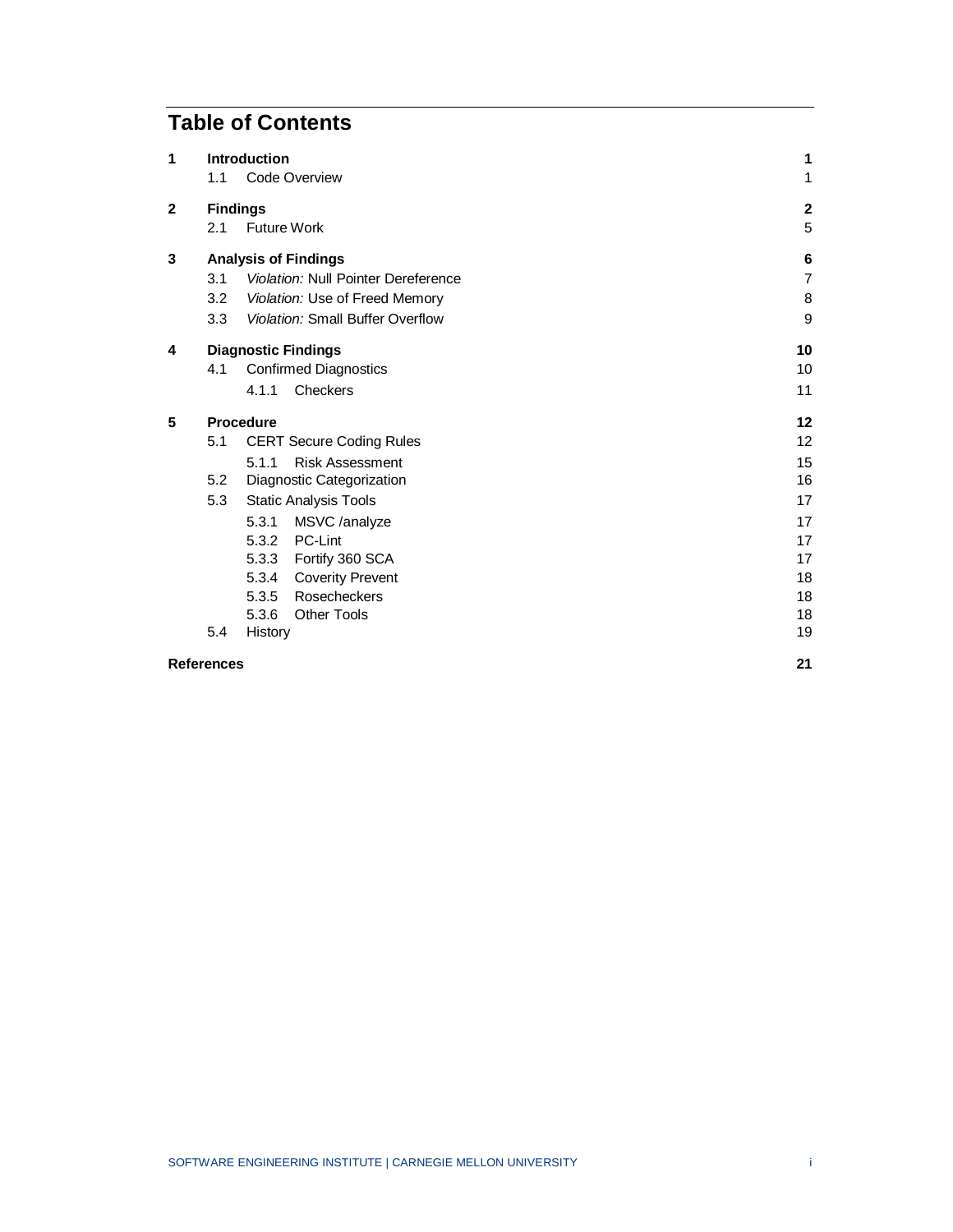# Table of Contents

| | | |
|---|---|---|
| **1** | **Introduction** | **1** |
| | 1.1 Code Overview | 1 |
| **2** | **Findings** | **2** |
| | 2.1 Future Work | 5 |
| **3** | **Analysis of Findings** | **6** |
| | 3.1 *Violation:* Null Pointer Dereference | 7 |
| | 3.2 *Violation:* Use of Freed Memory | 8 |
| | 3.3 *Violation:* Small Buffer Overflow | 9 |
| **4** | **Diagnostic Findings** | **10** |
| | 4.1 Confirmed Diagnostics | 10 |
| | 4.1.1 Checkers | 11 |
| **5** | **Procedure** | **12** |
| | 5.1 CERT Secure Coding Rules | 12 |
| | 5.1.1 Risk Assessment | 15 |
| | 5.2 Diagnostic Categorization | 16 |
| | 5.3 Static Analysis Tools | 17 |
| | 5.3.1 MSVC /analyze | 17 |
| | 5.3.2 PC-Lint | 17 |
| | 5.3.3 Fortify 360 SCA | 17 |
| | 5.3.4 Coverity Prevent | 18 |
| | 5.3.5 Rosecheckers | 18 |
| | 5.3.6 Other Tools | 18 |
| | 5.4 History | 19 |
| **References** | | **21** |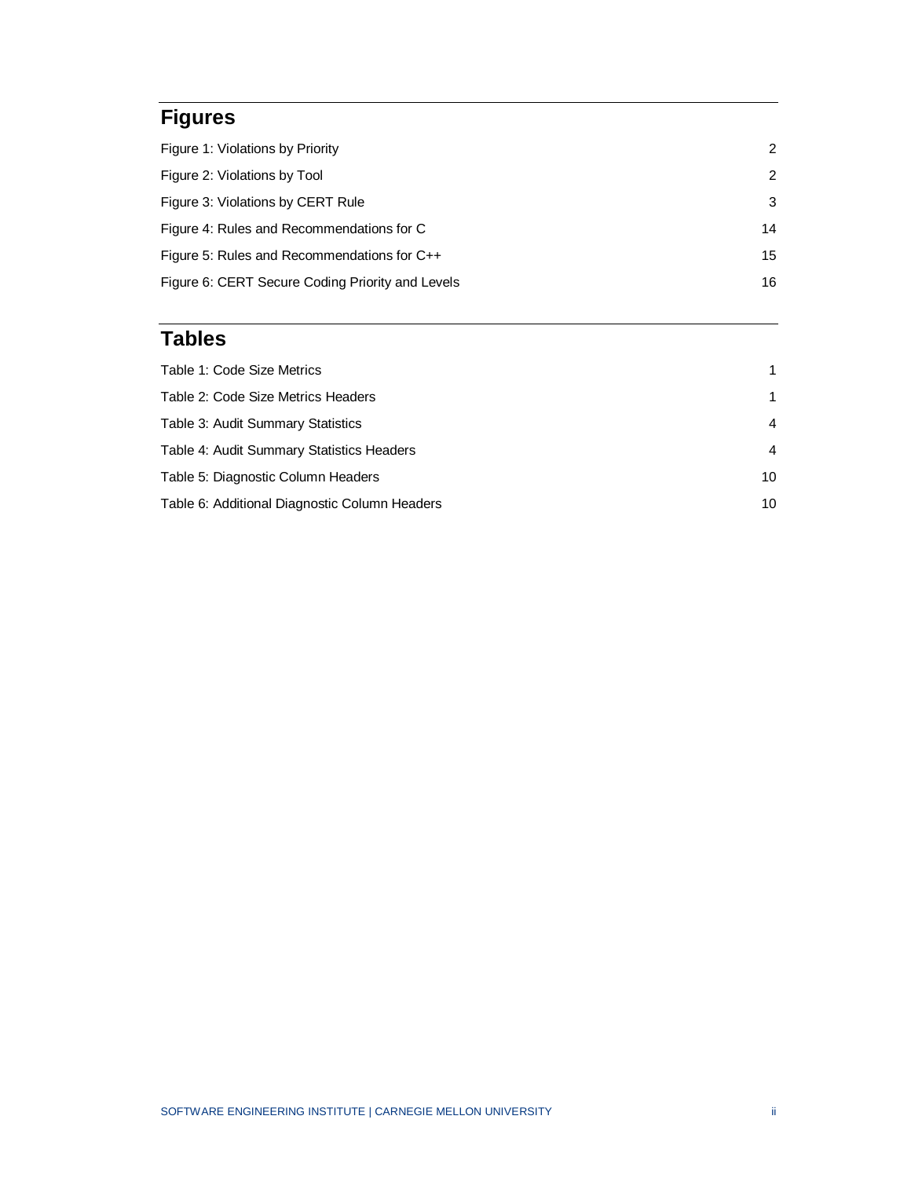# Figures

Figure 1: Violations by Priority 2

Figure 2: Violations by Tool 2

Figure 3: Violations by CERT Rule 3

Figure 4: Rules and Recommendations for C 14

Figure 5: Rules and Recommendations for C++ 15

Figure 6: CERT Secure Coding Priority and Levels 16

# Tables

Table 1: Code Size Metrics 1

Table 2: Code Size Metrics Headers 1

Table 3: Audit Summary Statistics 4

Table 4: Audit Summary Statistics Headers 4

Table 5: Diagnostic Column Headers 10

Table 6: Additional Diagnostic Column Headers 10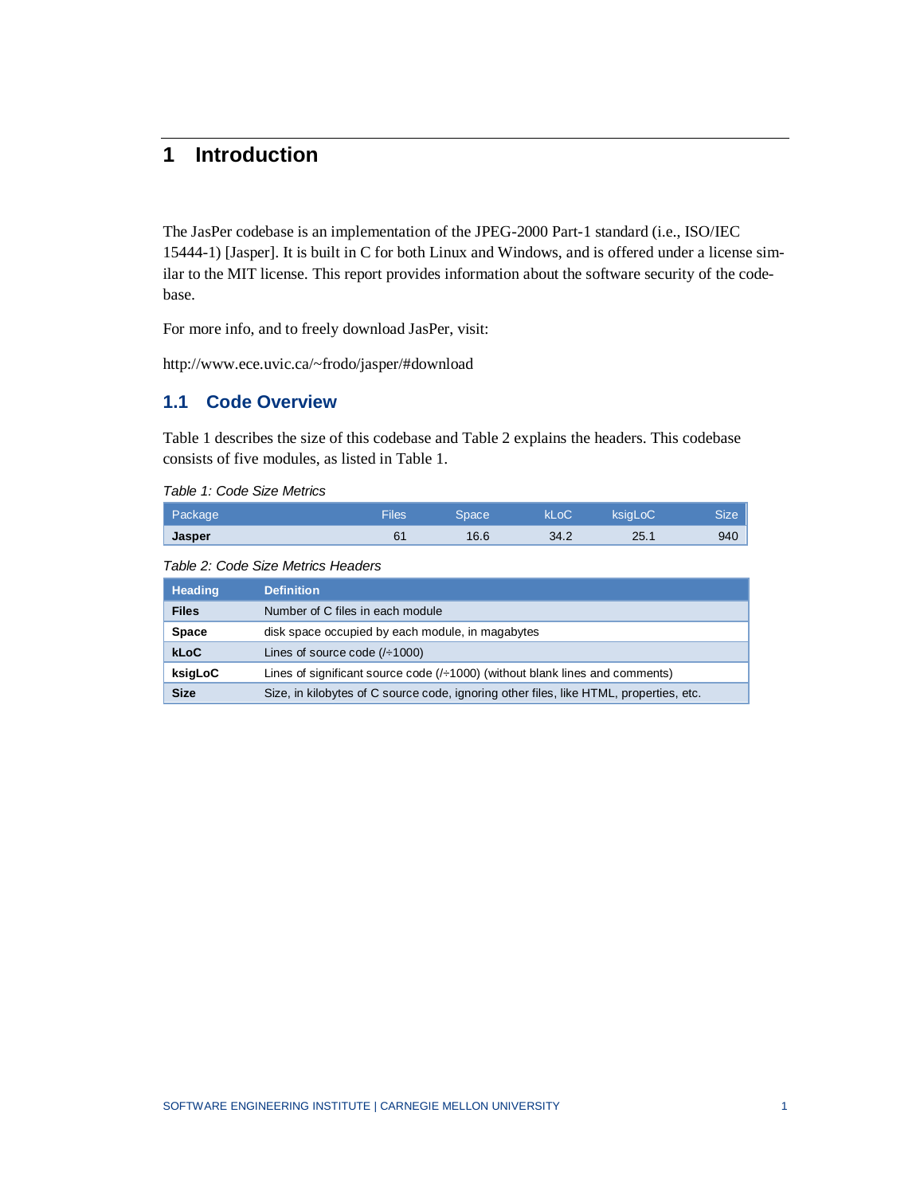# 1 Introduction

The JasPer codebase is an implementation of the JPEG-2000 Part-1 standard (i.e., ISO/IEC 15444-1) [Jasper]. It is built in C for both Linux and Windows, and is offered under a license similar to the MIT license. This report provides information about the software security of the codebase.

For more info, and to freely download JasPer, visit:

http://www.ece.uvic.ca/~frodo/jasper/#download

## 1.1 Code Overview

Table 1 describes the size of this codebase and Table 2 explains the headers. This codebase consists of five modules, as listed in Table 1.

*Table 1: Code Size Metrics*

| Package | Files | Space | kLoC | ksigLoC | Size |
|---|---|---|---|---|---|
| **Jasper** | 61 | 16.6 | 34.2 | 25.1 | 940 |

*Table 2: Code Size Metrics Headers*

| Heading | Definition |
|---|---|
| **Files** | Number of C files in each module |
| **Space** | disk space occupied by each module, in magabytes |
| **kLoC** | Lines of source code (/÷1000) |
| **ksigLoC** | Lines of significant source code (/÷1000) (without blank lines and comments) |
| **Size** | Size, in kilobytes of C source code, ignoring other files, like HTML, properties, etc. |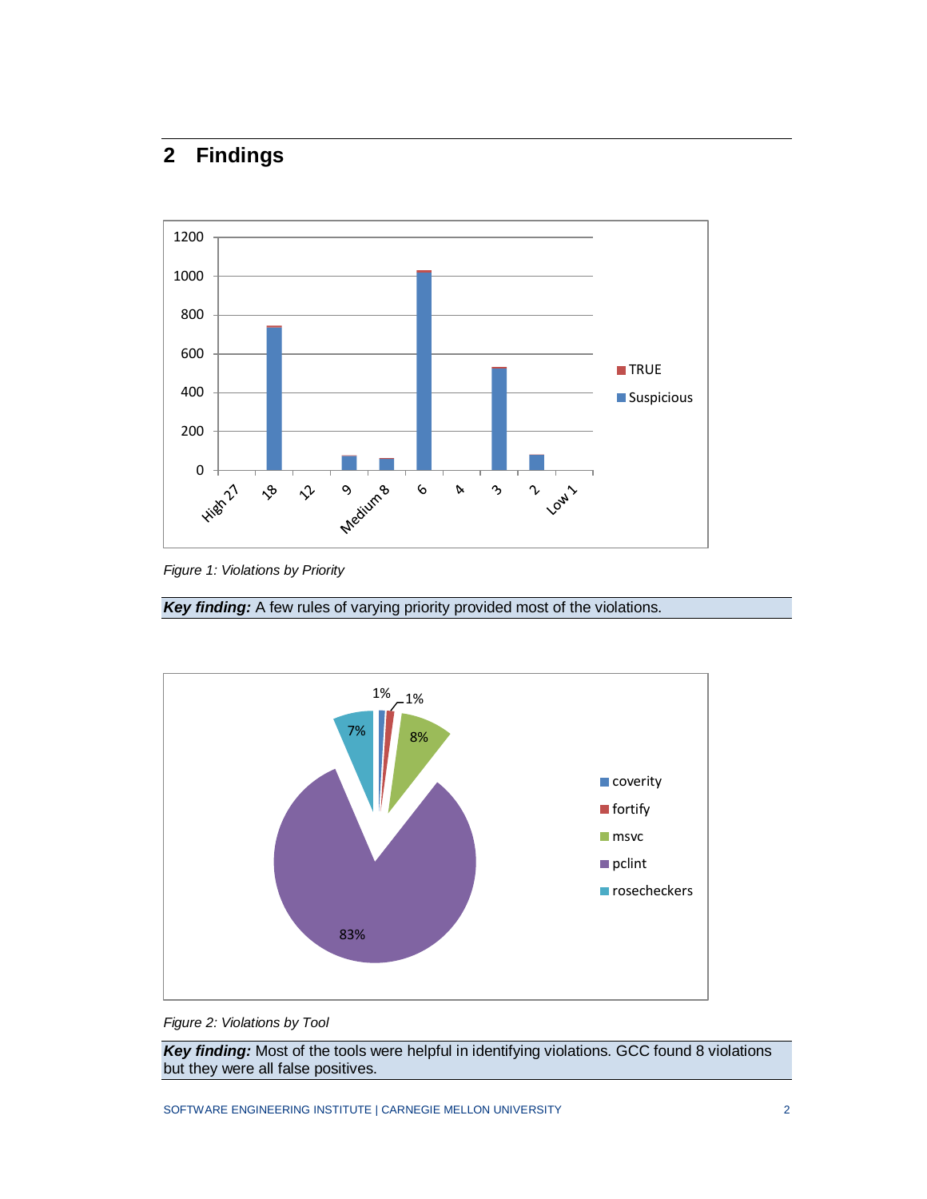## 2 Findings

*Figure 1: Violations by Priority*

***Key finding:*** A few rules of varying priority provided most of the violations.

*Figure 2: Violations by Tool*

***Key finding:*** Most of the tools were helpful in identifying violations. GCC found 8 violations but they were all false positives.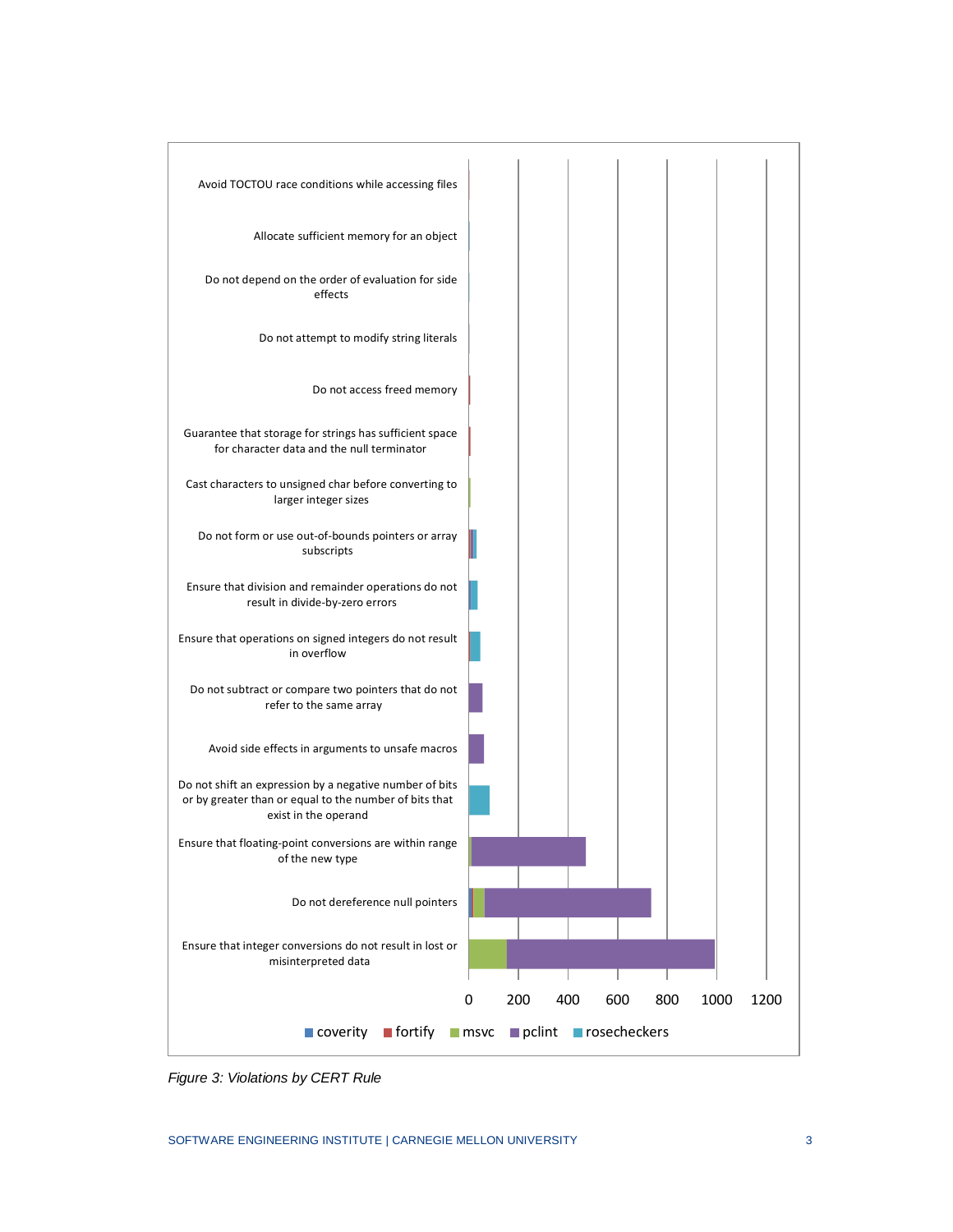*Figure 3: Violations by CERT Rule*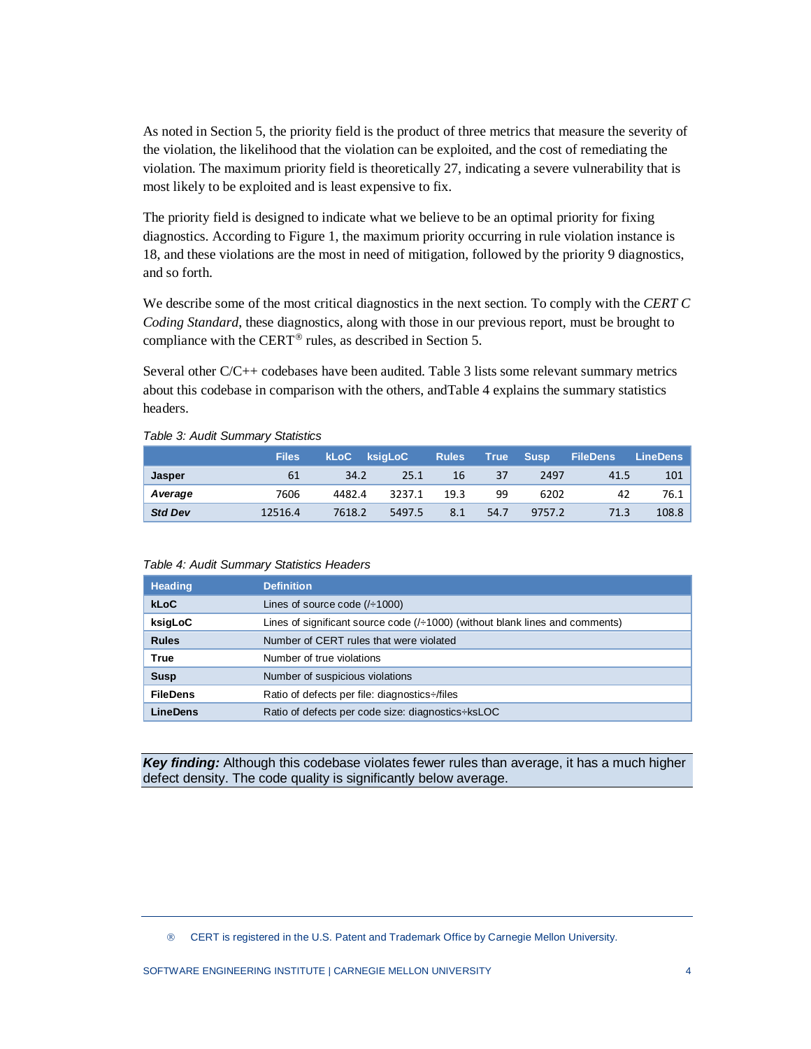As noted in Section 5, the priority field is the product of three metrics that measure the severity of the violation, the likelihood that the violation can be exploited, and the cost of remediating the violation. The maximum priority field is theoretically 27, indicating a severe vulnerability that is most likely to be exploited and is least expensive to fix.

The priority field is designed to indicate what we believe to be an optimal priority for fixing diagnostics. According to Figure 1, the maximum priority occurring in rule violation instance is 18, and these violations are the most in need of mitigation, followed by the priority 9 diagnostics, and so forth.

We describe some of the most critical diagnostics in the next section. To comply with the *CERT C Coding Standard*, these diagnostics, along with those in our previous report, must be brought to compliance with the CERT® rules, as described in Section 5.

Several other C/C++ codebases have been audited. Table 3 lists some relevant summary metrics about this codebase in comparison with the others, andTable 4 explains the summary statistics headers.

*Table 3: Audit Summary Statistics*

| | Files | kLoC | ksigLoC | Rules | True | Susp | FileDens | LineDens |
|---|---|---|---|---|---|---|---|---|
| **Jasper** | 61 | 34.2 | 25.1 | 16 | 37 | 2497 | 41.5 | 101 |
| ***Average*** | 7606 | 4482.4 | 3237.1 | 19.3 | 99 | 6202 | 42 | 76.1 |
| ***Std Dev*** | 12516.4 | 7618.2 | 5497.5 | 8.1 | 54.7 | 9757.2 | 71.3 | 108.8 |

*Table 4: Audit Summary Statistics Headers*

| Heading | Definition |
|---|---|
| **kLoC** | Lines of source code (/÷1000) |
| **ksigLoC** | Lines of significant source code (/÷1000) (without blank lines and comments) |
| **Rules** | Number of CERT rules that were violated |
| **True** | Number of true violations |
| **Susp** | Number of suspicious violations |
| **FileDens** | Ratio of defects per file: diagnostics÷/files |
| **LineDens** | Ratio of defects per code size: diagnostics÷ksLOC |

***Key finding:*** Although this codebase violates fewer rules than average, it has a much higher defect density. The code quality is significantly below average.

® CERT is registered in the U.S. Patent and Trademark Office by Carnegie Mellon University.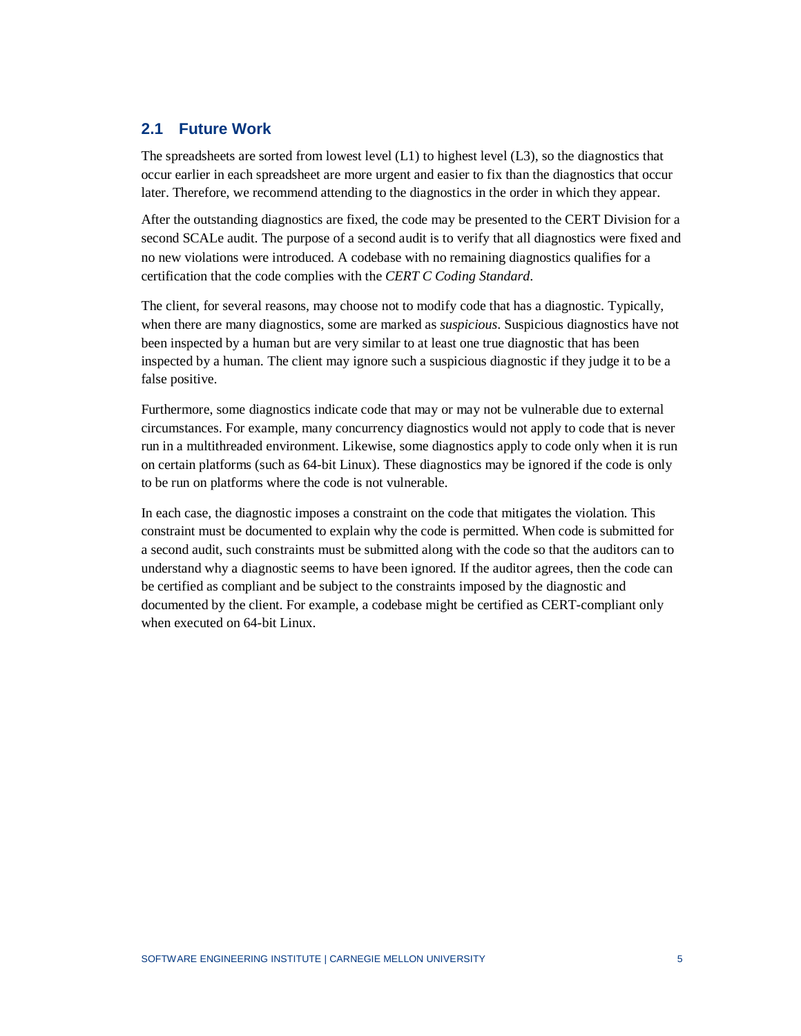## 2.1 Future Work

The spreadsheets are sorted from lowest level (L1) to highest level (L3), so the diagnostics that occur earlier in each spreadsheet are more urgent and easier to fix than the diagnostics that occur later. Therefore, we recommend attending to the diagnostics in the order in which they appear.

After the outstanding diagnostics are fixed, the code may be presented to the CERT Division for a second SCALe audit. The purpose of a second audit is to verify that all diagnostics were fixed and no new violations were introduced. A codebase with no remaining diagnostics qualifies for a certification that the code complies with the *CERT C Coding Standard*.

The client, for several reasons, may choose not to modify code that has a diagnostic. Typically, when there are many diagnostics, some are marked as *suspicious*. Suspicious diagnostics have not been inspected by a human but are very similar to at least one true diagnostic that has been inspected by a human. The client may ignore such a suspicious diagnostic if they judge it to be a false positive.

Furthermore, some diagnostics indicate code that may or may not be vulnerable due to external circumstances. For example, many concurrency diagnostics would not apply to code that is never run in a multithreaded environment. Likewise, some diagnostics apply to code only when it is run on certain platforms (such as 64-bit Linux). These diagnostics may be ignored if the code is only to be run on platforms where the code is not vulnerable.

In each case, the diagnostic imposes a constraint on the code that mitigates the violation. This constraint must be documented to explain why the code is permitted. When code is submitted for a second audit, such constraints must be submitted along with the code so that the auditors can to understand why a diagnostic seems to have been ignored. If the auditor agrees, then the code can be certified as compliant and be subject to the constraints imposed by the diagnostic and documented by the client. For example, a codebase might be certified as CERT-compliant only when executed on 64-bit Linux.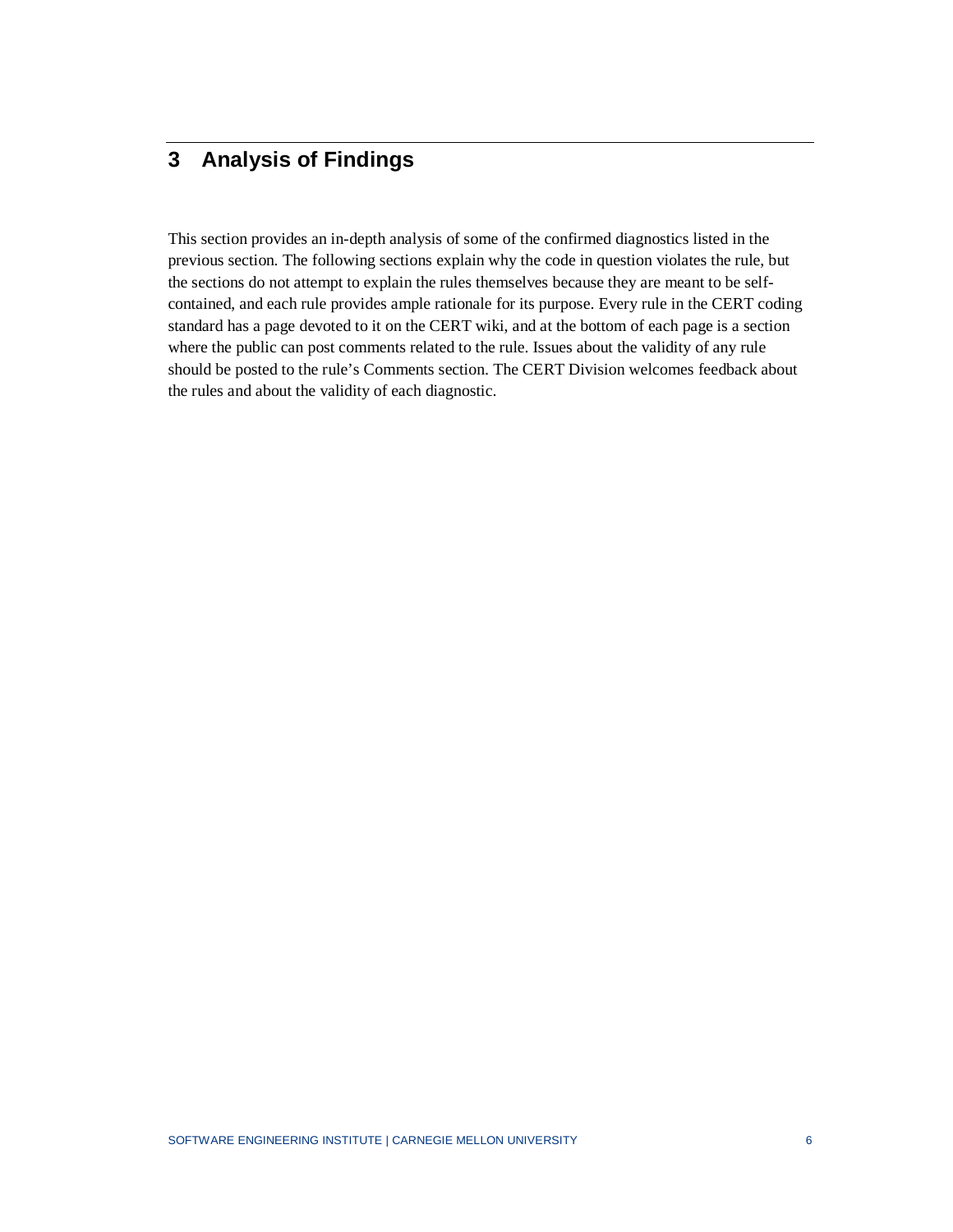# 3 Analysis of Findings

This section provides an in-depth analysis of some of the confirmed diagnostics listed in the previous section. The following sections explain why the code in question violates the rule, but the sections do not attempt to explain the rules themselves because they are meant to be self-contained, and each rule provides ample rationale for its purpose. Every rule in the CERT coding standard has a page devoted to it on the CERT wiki, and at the bottom of each page is a section where the public can post comments related to the rule. Issues about the validity of any rule should be posted to the rule's Comments section. The CERT Division welcomes feedback about the rules and about the validity of each diagnostic.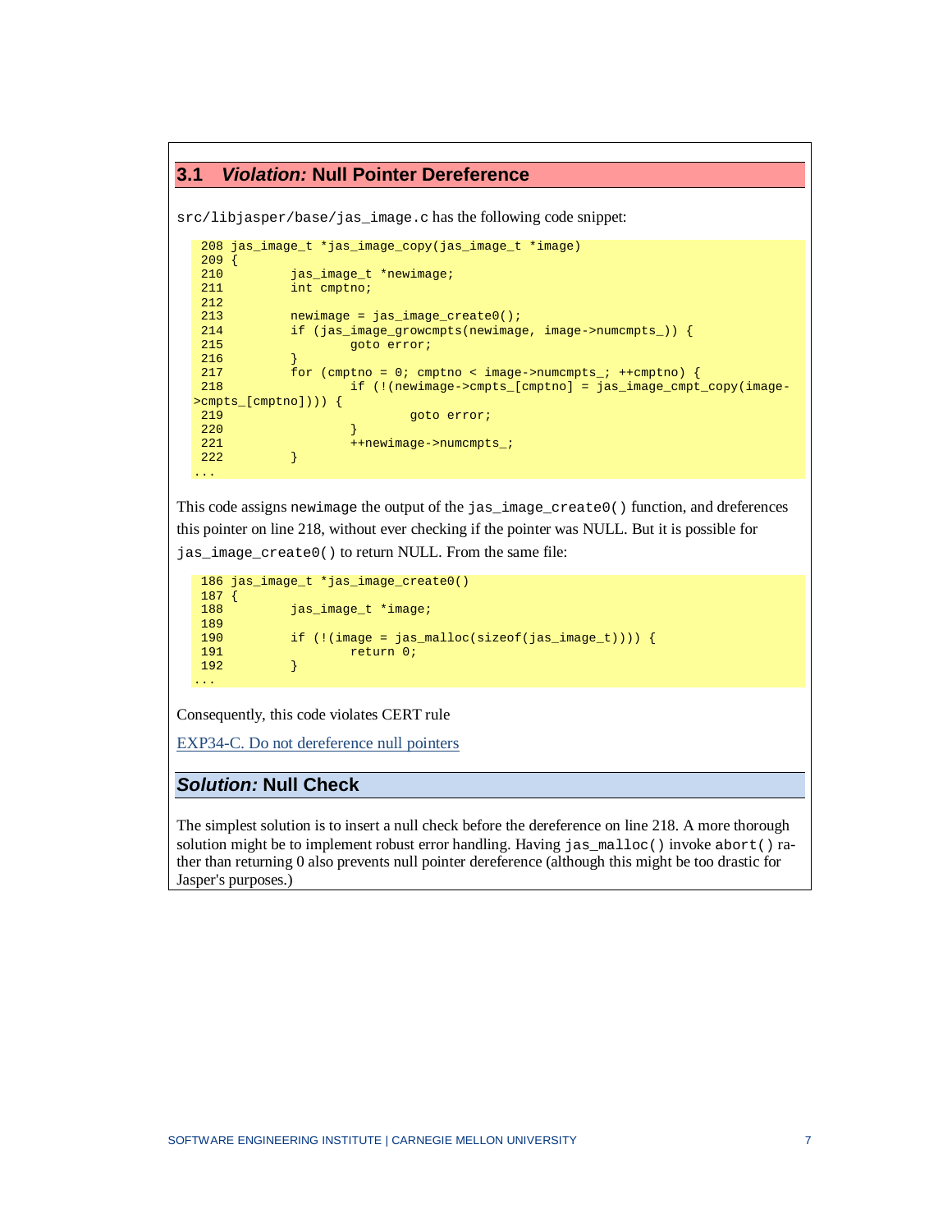## 3.1 *Violation:* Null Pointer Dereference

`src/libjasper/base/jas_image.c` has the following code snippet:

```
 208 jas_image_t *jas_image_copy(jas_image_t *image)
 209 {
 210         jas_image_t *newimage;
 211         int cmptno;
 212
 213         newimage = jas_image_create0();
 214         if (jas_image_growcmpts(newimage, image->numcmpts_)) {
 215                 goto error;
 216         }
 217         for (cmptno = 0; cmptno < image->numcmpts_; ++cmptno) {
 218                 if (!(newimage->cmpts_[cmptno] = jas_image_cmpt_copy(image-
>cmpts_[cmptno]))) {
 219                         goto error;
 220                 }
 221                 ++newimage->numcmpts_;
 222         }
...
```

This code assigns `newimage` the output of the `jas_image_create0()` function, and dreferences this pointer on line 218, without ever checking if the pointer was NULL. But it is possible for `jas_image_create0()` to return NULL. From the same file:

```
 186 jas_image_t *jas_image_create0()
 187 {
 188         jas_image_t *image;
 189
 190         if (!(image = jas_malloc(sizeof(jas_image_t)))) {
 191                 return 0;
 192         }
...
```

Consequently, this code violates CERT rule

[EXP34-C. Do not dereference null pointers](EXP34-C. Do not dereference null pointers)

### *Solution:* Null Check

The simplest solution is to insert a null check before the dereference on line 218. A more thorough solution might be to implement robust error handling. Having `jas_malloc()` invoke `abort()` rather than returning 0 also prevents null pointer dereference (although this might be too drastic for Jasper's purposes.)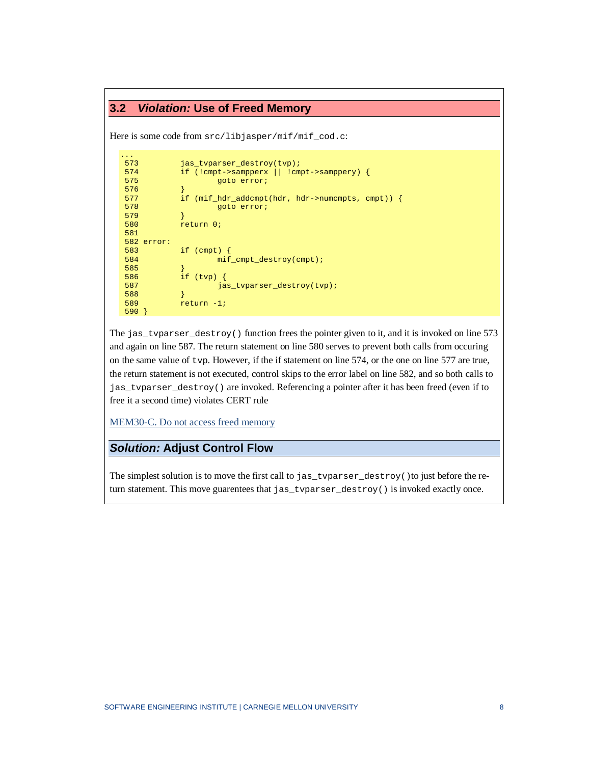## 3.2 *Violation:* Use of Freed Memory

Here is some code from `src/libjasper/mif/mif_cod.c`:

```
...
 573         jas_tvparser_destroy(tvp);
 574         if (!cmpt->sampperx || !cmpt->samppery) {
 575                 goto error;
 576         }
 577         if (mif_hdr_addcmpt(hdr, hdr->numcmpts, cmpt)) {
 578                 goto error;
 579         }
 580         return 0;
 581
 582 error:
 583         if (cmpt) {
 584                 mif_cmpt_destroy(cmpt);
 585         }
 586         if (tvp) {
 587                 jas_tvparser_destroy(tvp);
 588         }
 589         return -1;
 590 }
```

The `jas_tvparser_destroy()` function frees the pointer given to it, and it is invoked on line 573 and again on line 587. The return statement on line 580 serves to prevent both calls from occuring on the same value of `tvp`. However, if the if statement on line 574, or the one on line 577 are true, the return statement is not executed, control skips to the error label on line 582, and so both calls to `jas_tvparser_destroy()` are invoked. Referencing a pointer after it has been freed (even if to free it a second time) violates CERT rule

MEM30-C. Do not access freed memory

### *Solution:* Adjust Control Flow

The simplest solution is to move the first call to `jas_tvparser_destroy()` to just before the return statement. This move guarentees that `jas_tvparser_destroy()` is invoked exactly once.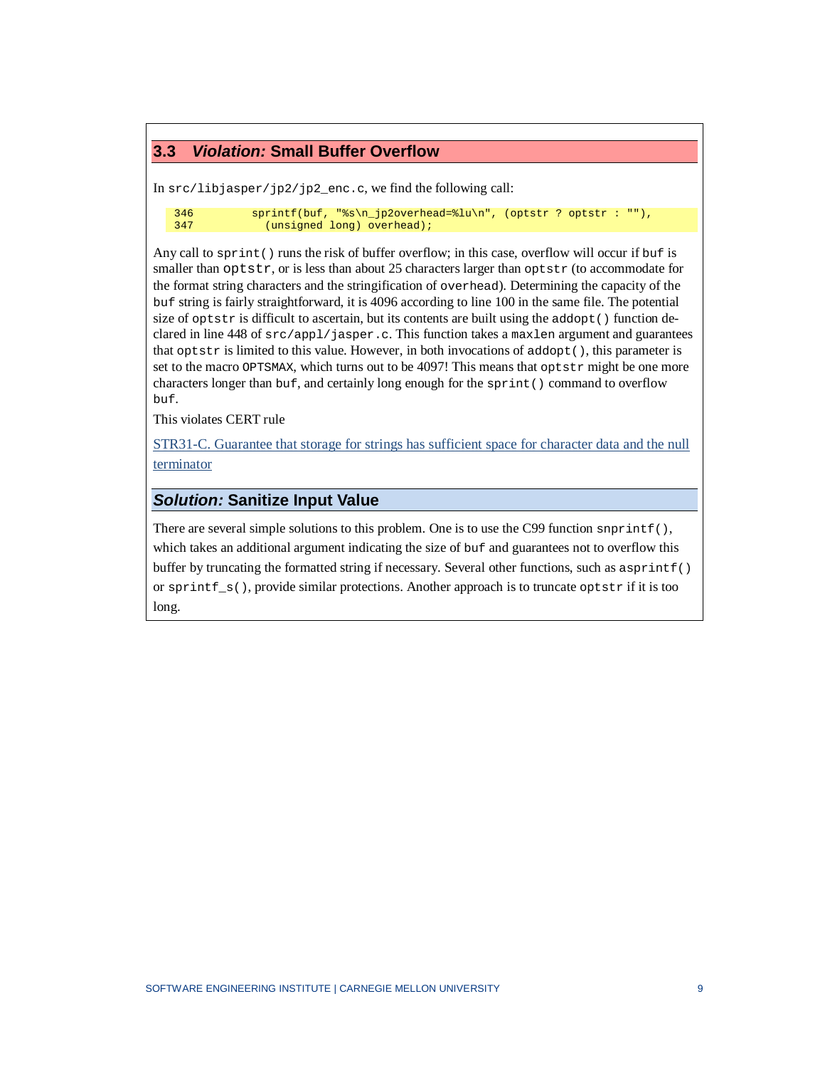## 3.3 *Violation:* Small Buffer Overflow

In `src/libjasper/jp2/jp2_enc.c`, we find the following call:

```
346         sprintf(buf, "%s\n_jp2overhead=%lu\n", (optstr ? optstr : ""),
347           (unsigned long) overhead);
```

Any call to `sprint()` runs the risk of buffer overflow; in this case, overflow will occur if `buf` is smaller than `optstr`, or is less than about 25 characters larger than `optstr` (to accommodate for the format string characters and the stringification of `overhead`). Determining the capacity of the `buf` string is fairly straightforward, it is 4096 according to line 100 in the same file. The potential size of `optstr` is difficult to ascertain, but its contents are built using the `addopt()` function declared in line 448 of `src/appl/jasper.c`. This function takes a `maxlen` argument and guarantees that `optstr` is limited to this value. However, in both invocations of `addopt()`, this parameter is set to the macro `OPTSMAX`, which turns out to be 4097! This means that `optstr` might be one more characters longer than `buf`, and certainly long enough for the `sprint()` command to overflow `buf`.

This violates CERT rule

STR31-C. Guarantee that storage for strings has sufficient space for character data and the null terminator

## *Solution:* Sanitize Input Value

There are several simple solutions to this problem. One is to use the C99 function `snprintf()`, which takes an additional argument indicating the size of `buf` and guarantees not to overflow this buffer by truncating the formatted string if necessary. Several other functions, such as `asprintf()` or `sprintf_s()`, provide similar protections. Another approach is to truncate `optstr` if it is too long.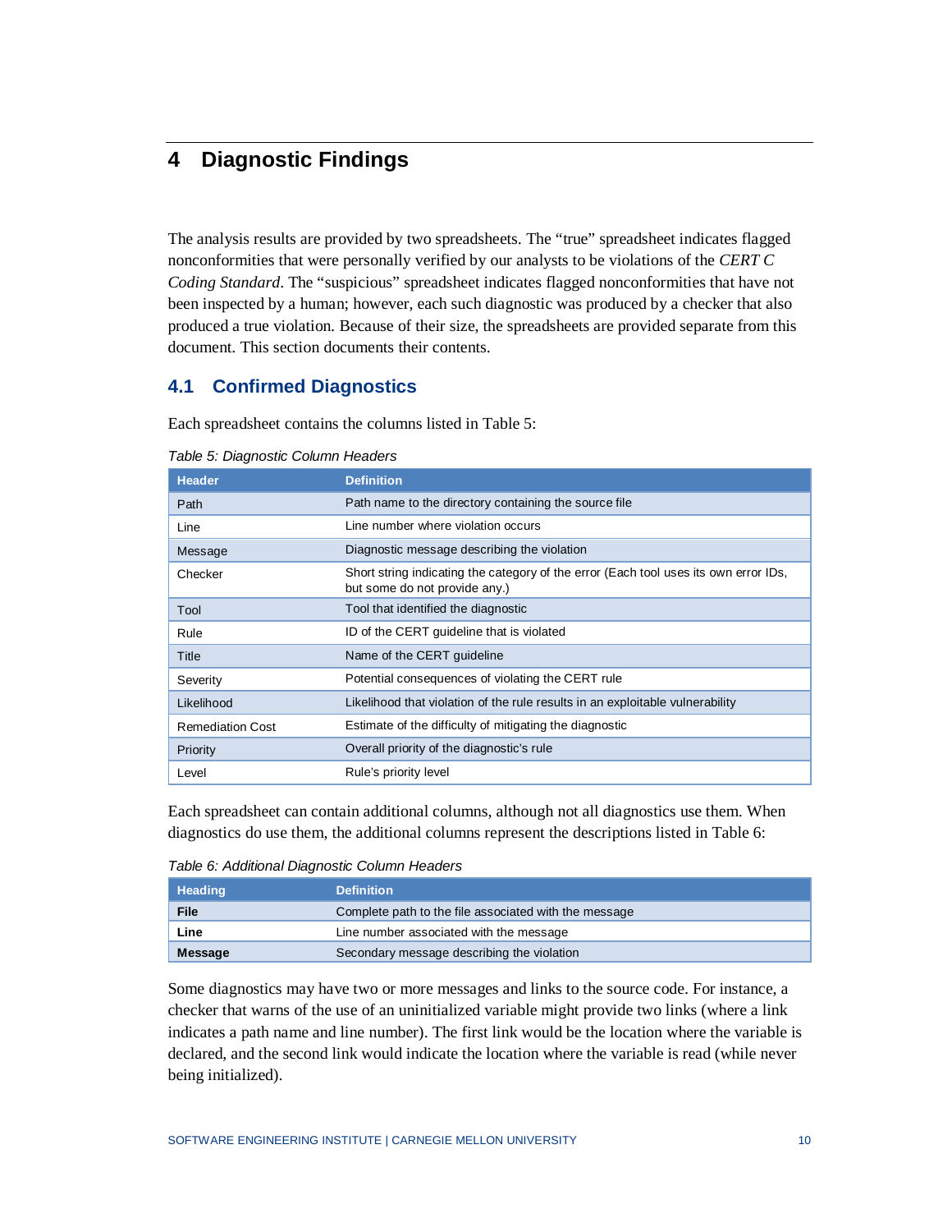# 4 Diagnostic Findings

The analysis results are provided by two spreadsheets. The "true" spreadsheet indicates flagged nonconformities that were personally verified by our analysts to be violations of the *CERT C Coding Standard*. The "suspicious" spreadsheet indicates flagged nonconformities that have not been inspected by a human; however, each such diagnostic was produced by a checker that also produced a true violation. Because of their size, the spreadsheets are provided separate from this document. This section documents their contents.

## 4.1 Confirmed Diagnostics

Each spreadsheet contains the columns listed in Table 5:

*Table 5: Diagnostic Column Headers*

| Header | Definition |
|---|---|
| Path | Path name to the directory containing the source file |
| Line | Line number where violation occurs |
| Message | Diagnostic message describing the violation |
| Checker | Short string indicating the category of the error (Each tool uses its own error IDs, but some do not provide any.) |
| Tool | Tool that identified the diagnostic |
| Rule | ID of the CERT guideline that is violated |
| Title | Name of the CERT guideline |
| Severity | Potential consequences of violating the CERT rule |
| Likelihood | Likelihood that violation of the rule results in an exploitable vulnerability |
| Remediation Cost | Estimate of the difficulty of mitigating the diagnostic |
| Priority | Overall priority of the diagnostic's rule |
| Level | Rule's priority level |

Each spreadsheet can contain additional columns, although not all diagnostics use them. When diagnostics do use them, the additional columns represent the descriptions listed in Table 6:

*Table 6: Additional Diagnostic Column Headers*

| Heading | Definition |
|---|---|
| **File** | Complete path to the file associated with the message |
| **Line** | Line number associated with the message |
| **Message** | Secondary message describing the violation |

Some diagnostics may have two or more messages and links to the source code. For instance, a checker that warns of the use of an uninitialized variable might provide two links (where a link indicates a path name and line number). The first link would be the location where the variable is declared, and the second link would indicate the location where the variable is read (while never being initialized).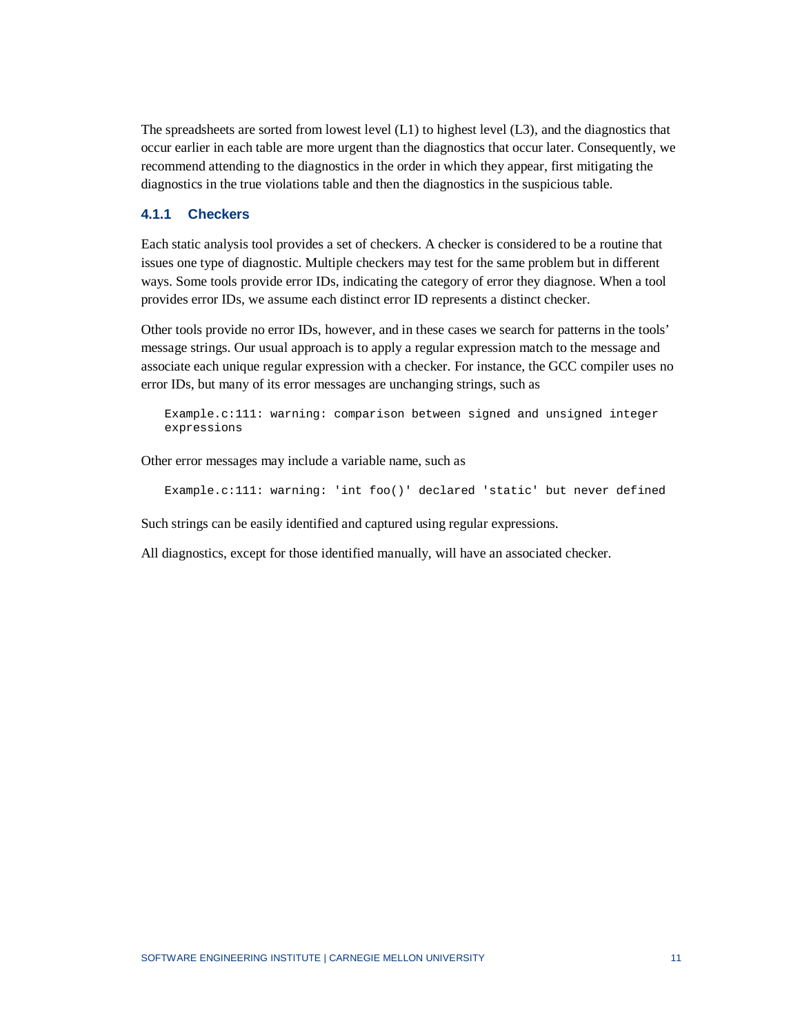The spreadsheets are sorted from lowest level (L1) to highest level (L3), and the diagnostics that occur earlier in each table are more urgent than the diagnostics that occur later. Consequently, we recommend attending to the diagnostics in the order in which they appear, first mitigating the diagnostics in the true violations table and then the diagnostics in the suspicious table.

### 4.1.1 Checkers

Each static analysis tool provides a set of checkers. A checker is considered to be a routine that issues one type of diagnostic. Multiple checkers may test for the same problem but in different ways. Some tools provide error IDs, indicating the category of error they diagnose. When a tool provides error IDs, we assume each distinct error ID represents a distinct checker.

Other tools provide no error IDs, however, and in these cases we search for patterns in the tools' message strings. Our usual approach is to apply a regular expression match to the message and associate each unique regular expression with a checker. For instance, the GCC compiler uses no error IDs, but many of its error messages are unchanging strings, such as

```
Example.c:111: warning: comparison between signed and unsigned integer
expressions
```

Other error messages may include a variable name, such as

```
Example.c:111: warning: 'int foo()' declared 'static' but never defined
```

Such strings can be easily identified and captured using regular expressions.

All diagnostics, except for those identified manually, will have an associated checker.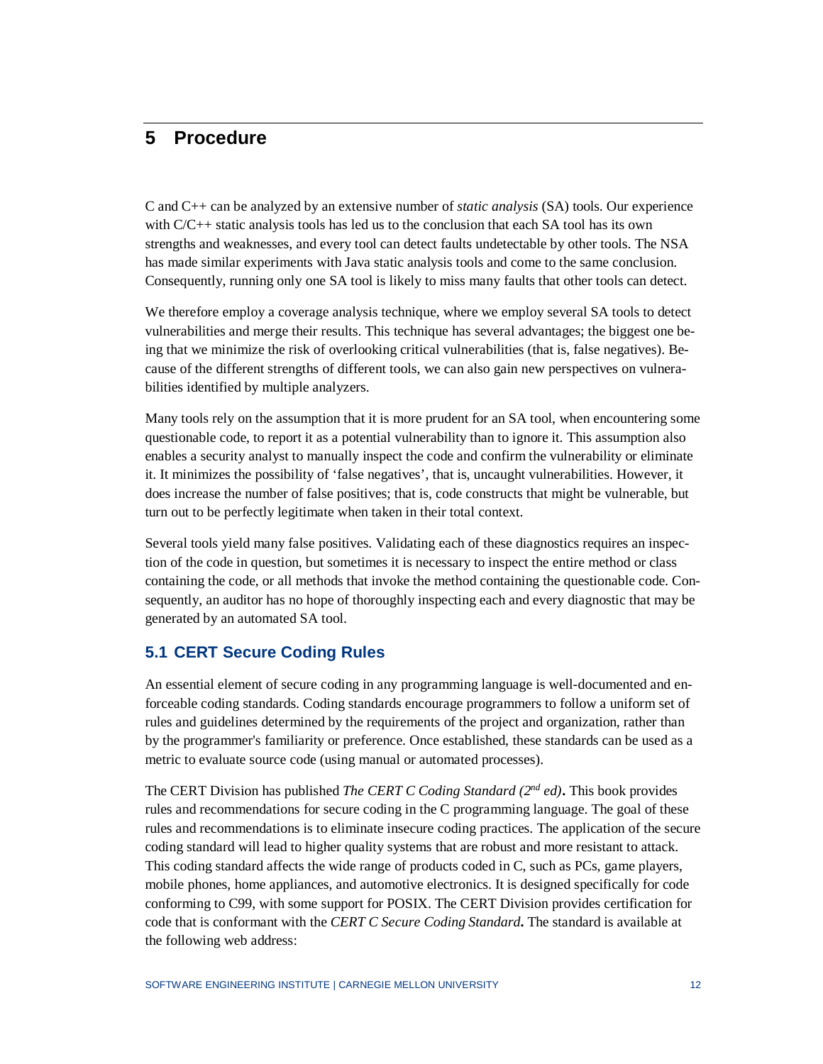# 5 Procedure

C and C++ can be analyzed by an extensive number of *static analysis* (SA) tools. Our experience with C/C++ static analysis tools has led us to the conclusion that each SA tool has its own strengths and weaknesses, and every tool can detect faults undetectable by other tools. The NSA has made similar experiments with Java static analysis tools and come to the same conclusion. Consequently, running only one SA tool is likely to miss many faults that other tools can detect.

We therefore employ a coverage analysis technique, where we employ several SA tools to detect vulnerabilities and merge their results. This technique has several advantages; the biggest one being that we minimize the risk of overlooking critical vulnerabilities (that is, false negatives). Because of the different strengths of different tools, we can also gain new perspectives on vulnerabilities identified by multiple analyzers.

Many tools rely on the assumption that it is more prudent for an SA tool, when encountering some questionable code, to report it as a potential vulnerability than to ignore it. This assumption also enables a security analyst to manually inspect the code and confirm the vulnerability or eliminate it. It minimizes the possibility of 'false negatives', that is, uncaught vulnerabilities. However, it does increase the number of false positives; that is, code constructs that might be vulnerable, but turn out to be perfectly legitimate when taken in their total context.

Several tools yield many false positives. Validating each of these diagnostics requires an inspection of the code in question, but sometimes it is necessary to inspect the entire method or class containing the code, or all methods that invoke the method containing the questionable code. Consequently, an auditor has no hope of thoroughly inspecting each and every diagnostic that may be generated by an automated SA tool.

## 5.1 CERT Secure Coding Rules

An essential element of secure coding in any programming language is well-documented and enforceable coding standards. Coding standards encourage programmers to follow a uniform set of rules and guidelines determined by the requirements of the project and organization, rather than by the programmer's familiarity or preference. Once established, these standards can be used as a metric to evaluate source code (using manual or automated processes).

The CERT Division has published *The CERT C Coding Standard (2nd ed)***.** This book provides rules and recommendations for secure coding in the C programming language. The goal of these rules and recommendations is to eliminate insecure coding practices. The application of the secure coding standard will lead to higher quality systems that are robust and more resistant to attack. This coding standard affects the wide range of products coded in C, such as PCs, game players, mobile phones, home appliances, and automotive electronics. It is designed specifically for code conforming to C99, with some support for POSIX. The CERT Division provides certification for code that is conformant with the *CERT C Secure Coding Standard***.** The standard is available at the following web address: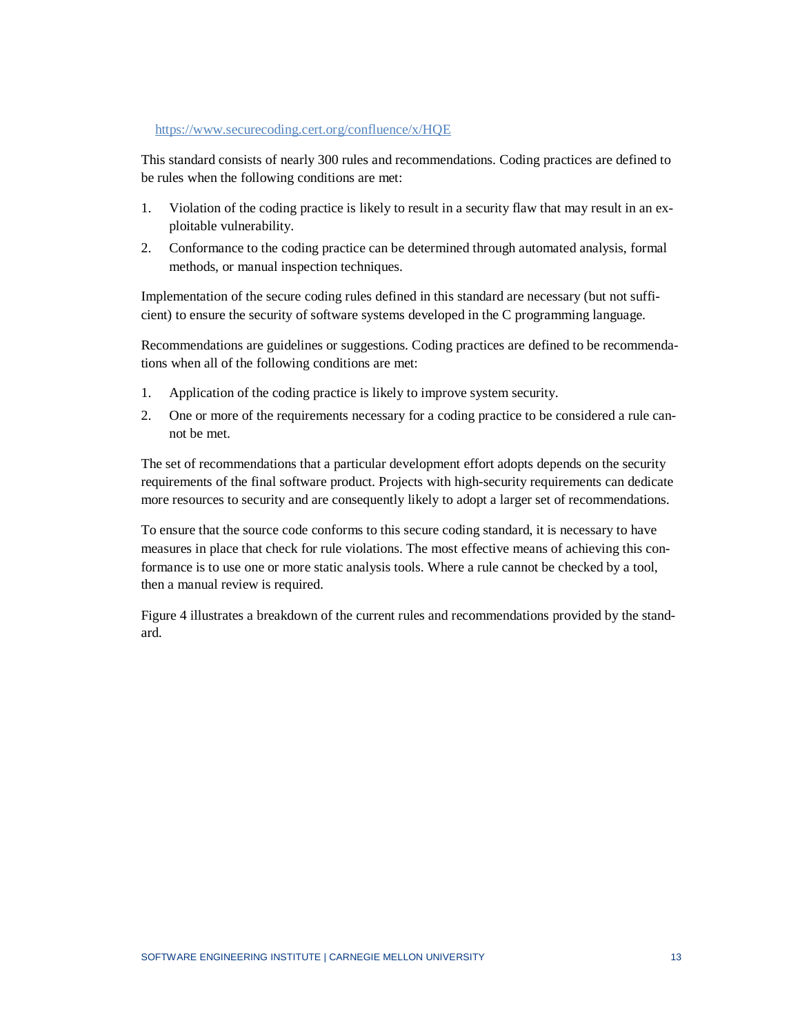https://www.securecoding.cert.org/confluence/x/HQE

This standard consists of nearly 300 rules and recommendations. Coding practices are defined to be rules when the following conditions are met:

1. Violation of the coding practice is likely to result in a security flaw that may result in an exploitable vulnerability.
2. Conformance to the coding practice can be determined through automated analysis, formal methods, or manual inspection techniques.

Implementation of the secure coding rules defined in this standard are necessary (but not sufficient) to ensure the security of software systems developed in the C programming language.

Recommendations are guidelines or suggestions. Coding practices are defined to be recommendations when all of the following conditions are met:

1. Application of the coding practice is likely to improve system security.
2. One or more of the requirements necessary for a coding practice to be considered a rule cannot be met.

The set of recommendations that a particular development effort adopts depends on the security requirements of the final software product. Projects with high-security requirements can dedicate more resources to security and are consequently likely to adopt a larger set of recommendations.

To ensure that the source code conforms to this secure coding standard, it is necessary to have measures in place that check for rule violations. The most effective means of achieving this conformance is to use one or more static analysis tools. Where a rule cannot be checked by a tool, then a manual review is required.

Figure 4 illustrates a breakdown of the current rules and recommendations provided by the standard.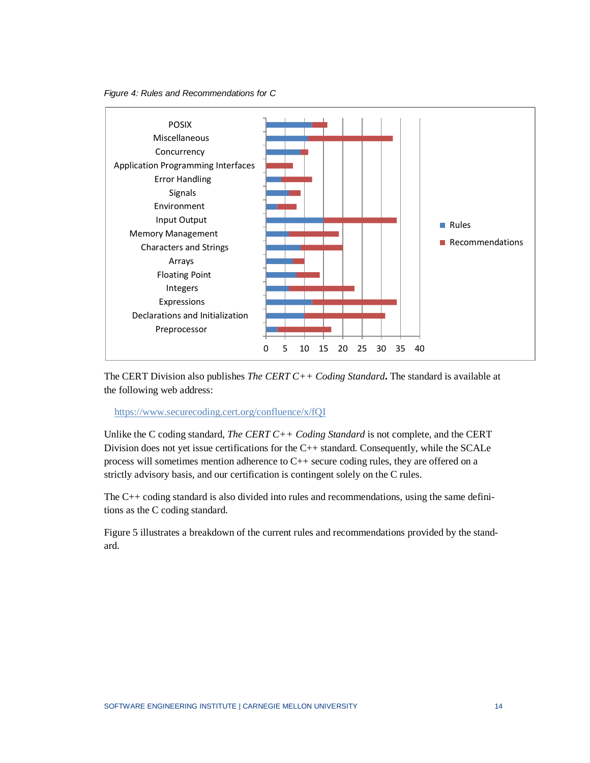*Figure 4: Rules and Recommendations for C*

The CERT Division also publishes *The CERT C++ Coding Standard*. The standard is available at the following web address:

https://www.securecoding.cert.org/confluence/x/fQI

Unlike the C coding standard, *The CERT C++ Coding Standard* is not complete, and the CERT Division does not yet issue certifications for the C++ standard. Consequently, while the SCALe process will sometimes mention adherence to C++ secure coding rules, they are offered on a strictly advisory basis, and our certification is contingent solely on the C rules.

The C++ coding standard is also divided into rules and recommendations, using the same definitions as the C coding standard.

Figure 5 illustrates a breakdown of the current rules and recommendations provided by the standard.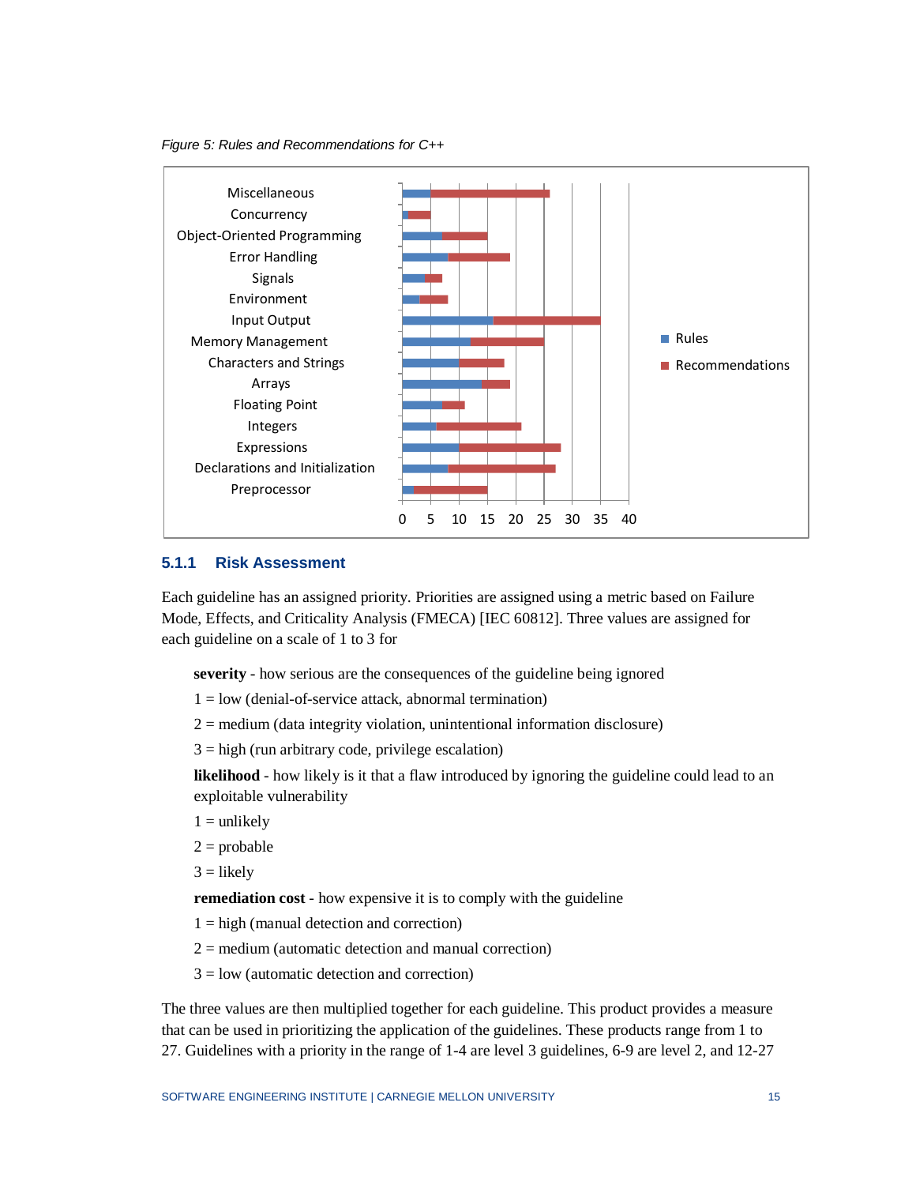*Figure 5: Rules and Recommendations for C++*

## 5.1.1 Risk Assessment

Each guideline has an assigned priority. Priorities are assigned using a metric based on Failure Mode, Effects, and Criticality Analysis (FMECA) [IEC 60812]. Three values are assigned for each guideline on a scale of 1 to 3 for

**severity** - how serious are the consequences of the guideline being ignored

1 = low (denial-of-service attack, abnormal termination)

2 = medium (data integrity violation, unintentional information disclosure)

3 = high (run arbitrary code, privilege escalation)

**likelihood** - how likely is it that a flaw introduced by ignoring the guideline could lead to an exploitable vulnerability

1 = unlikely

2 = probable

3 = likely

**remediation cost** - how expensive it is to comply with the guideline

1 = high (manual detection and correction)

2 = medium (automatic detection and manual correction)

3 = low (automatic detection and correction)

The three values are then multiplied together for each guideline. This product provides a measure that can be used in prioritizing the application of the guidelines. These products range from 1 to 27. Guidelines with a priority in the range of 1-4 are level 3 guidelines, 6-9 are level 2, and 12-27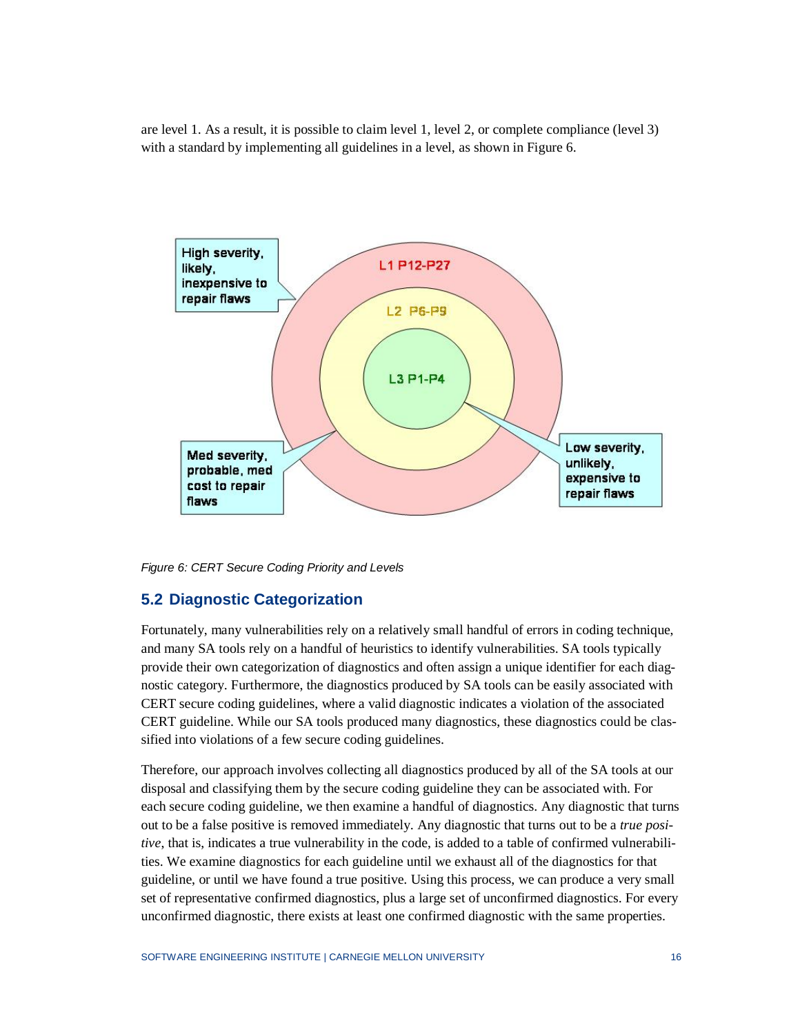are level 1. As a result, it is possible to claim level 1, level 2, or complete compliance (level 3) with a standard by implementing all guidelines in a level, as shown in Figure 6.

*Figure 6: CERT Secure Coding Priority and Levels*

## 5.2 Diagnostic Categorization

Fortunately, many vulnerabilities rely on a relatively small handful of errors in coding technique, and many SA tools rely on a handful of heuristics to identify vulnerabilities. SA tools typically provide their own categorization of diagnostics and often assign a unique identifier for each diagnostic category. Furthermore, the diagnostics produced by SA tools can be easily associated with CERT secure coding guidelines, where a valid diagnostic indicates a violation of the associated CERT guideline. While our SA tools produced many diagnostics, these diagnostics could be classified into violations of a few secure coding guidelines.

Therefore, our approach involves collecting all diagnostics produced by all of the SA tools at our disposal and classifying them by the secure coding guideline they can be associated with. For each secure coding guideline, we then examine a handful of diagnostics. Any diagnostic that turns out to be a false positive is removed immediately. Any diagnostic that turns out to be a *true positive*, that is, indicates a true vulnerability in the code, is added to a table of confirmed vulnerabilities. We examine diagnostics for each guideline until we exhaust all of the diagnostics for that guideline, or until we have found a true positive. Using this process, we can produce a very small set of representative confirmed diagnostics, plus a large set of unconfirmed diagnostics. For every unconfirmed diagnostic, there exists at least one confirmed diagnostic with the same properties.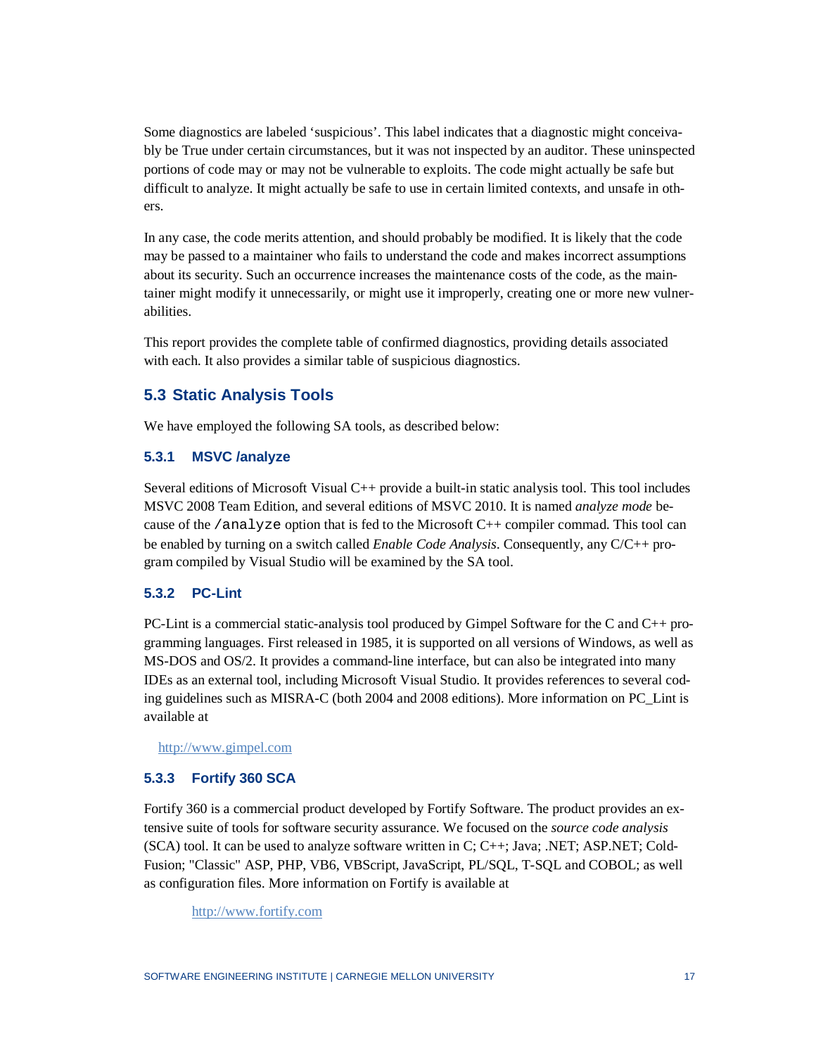Some diagnostics are labeled 'suspicious'. This label indicates that a diagnostic might conceivably be True under certain circumstances, but it was not inspected by an auditor. These uninspected portions of code may or may not be vulnerable to exploits. The code might actually be safe but difficult to analyze. It might actually be safe to use in certain limited contexts, and unsafe in others.

In any case, the code merits attention, and should probably be modified. It is likely that the code may be passed to a maintainer who fails to understand the code and makes incorrect assumptions about its security. Such an occurrence increases the maintenance costs of the code, as the maintainer might modify it unnecessarily, or might use it improperly, creating one or more new vulnerabilities.

This report provides the complete table of confirmed diagnostics, providing details associated with each. It also provides a similar table of suspicious diagnostics.

## 5.3 Static Analysis Tools

We have employed the following SA tools, as described below:

### 5.3.1 MSVC /analyze

Several editions of Microsoft Visual C++ provide a built-in static analysis tool. This tool includes MSVC 2008 Team Edition, and several editions of MSVC 2010. It is named *analyze mode* because of the `/analyze` option that is fed to the Microsoft C++ compiler commad. This tool can be enabled by turning on a switch called *Enable Code Analysis*. Consequently, any C/C++ program compiled by Visual Studio will be examined by the SA tool.

### 5.3.2 PC-Lint

PC-Lint is a commercial static-analysis tool produced by Gimpel Software for the C and C++ programming languages. First released in 1985, it is supported on all versions of Windows, as well as MS-DOS and OS/2. It provides a command-line interface, but can also be integrated into many IDEs as an external tool, including Microsoft Visual Studio. It provides references to several coding guidelines such as MISRA-C (both 2004 and 2008 editions). More information on PC_Lint is available at

http://www.gimpel.com

### 5.3.3 Fortify 360 SCA

Fortify 360 is a commercial product developed by Fortify Software. The product provides an extensive suite of tools for software security assurance. We focused on the *source code analysis* (SCA) tool. It can be used to analyze software written in C; C++; Java; .NET; ASP.NET; ColdFusion; "Classic" ASP, PHP, VB6, VBScript, JavaScript, PL/SQL, T-SQL and COBOL; as well as configuration files. More information on Fortify is available at

http://www.fortify.com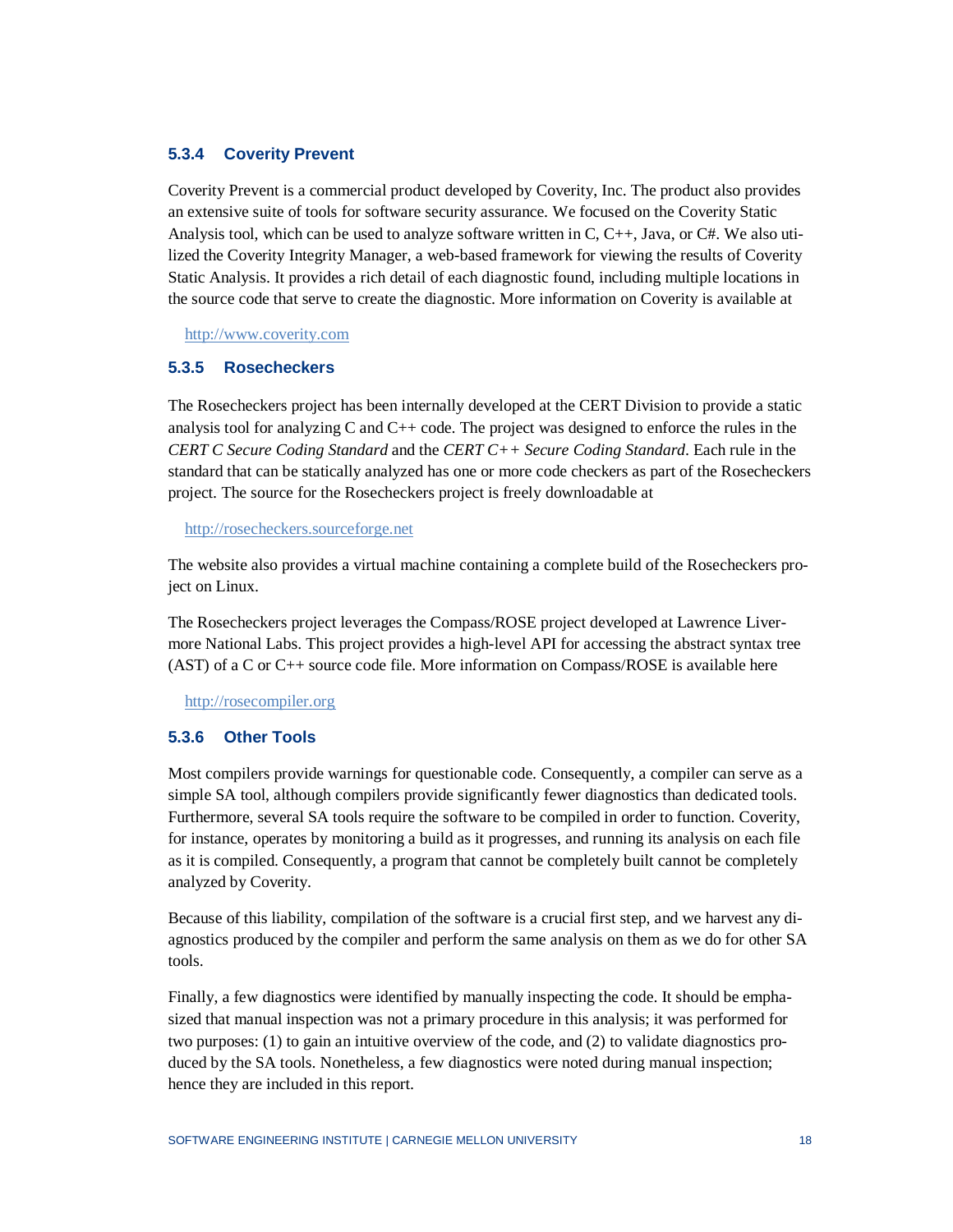### 5.3.4 Coverity Prevent

Coverity Prevent is a commercial product developed by Coverity, Inc. The product also provides an extensive suite of tools for software security assurance. We focused on the Coverity Static Analysis tool, which can be used to analyze software written in C, C++, Java, or C#. We also utilized the Coverity Integrity Manager, a web-based framework for viewing the results of Coverity Static Analysis. It provides a rich detail of each diagnostic found, including multiple locations in the source code that serve to create the diagnostic. More information on Coverity is available at

http://www.coverity.com

### 5.3.5 Rosecheckers

The Rosecheckers project has been internally developed at the CERT Division to provide a static analysis tool for analyzing C and C++ code. The project was designed to enforce the rules in the *CERT C Secure Coding Standard* and the *CERT C++ Secure Coding Standard*. Each rule in the standard that can be statically analyzed has one or more code checkers as part of the Rosecheckers project. The source for the Rosecheckers project is freely downloadable at

http://rosecheckers.sourceforge.net

The website also provides a virtual machine containing a complete build of the Rosecheckers project on Linux.

The Rosecheckers project leverages the Compass/ROSE project developed at Lawrence Livermore National Labs. This project provides a high-level API for accessing the abstract syntax tree (AST) of a C or C++ source code file. More information on Compass/ROSE is available here

http://rosecompiler.org

### 5.3.6 Other Tools

Most compilers provide warnings for questionable code. Consequently, a compiler can serve as a simple SA tool, although compilers provide significantly fewer diagnostics than dedicated tools. Furthermore, several SA tools require the software to be compiled in order to function. Coverity, for instance, operates by monitoring a build as it progresses, and running its analysis on each file as it is compiled. Consequently, a program that cannot be completely built cannot be completely analyzed by Coverity.

Because of this liability, compilation of the software is a crucial first step, and we harvest any diagnostics produced by the compiler and perform the same analysis on them as we do for other SA tools.

Finally, a few diagnostics were identified by manually inspecting the code. It should be emphasized that manual inspection was not a primary procedure in this analysis; it was performed for two purposes: (1) to gain an intuitive overview of the code, and (2) to validate diagnostics produced by the SA tools. Nonetheless, a few diagnostics were noted during manual inspection; hence they are included in this report.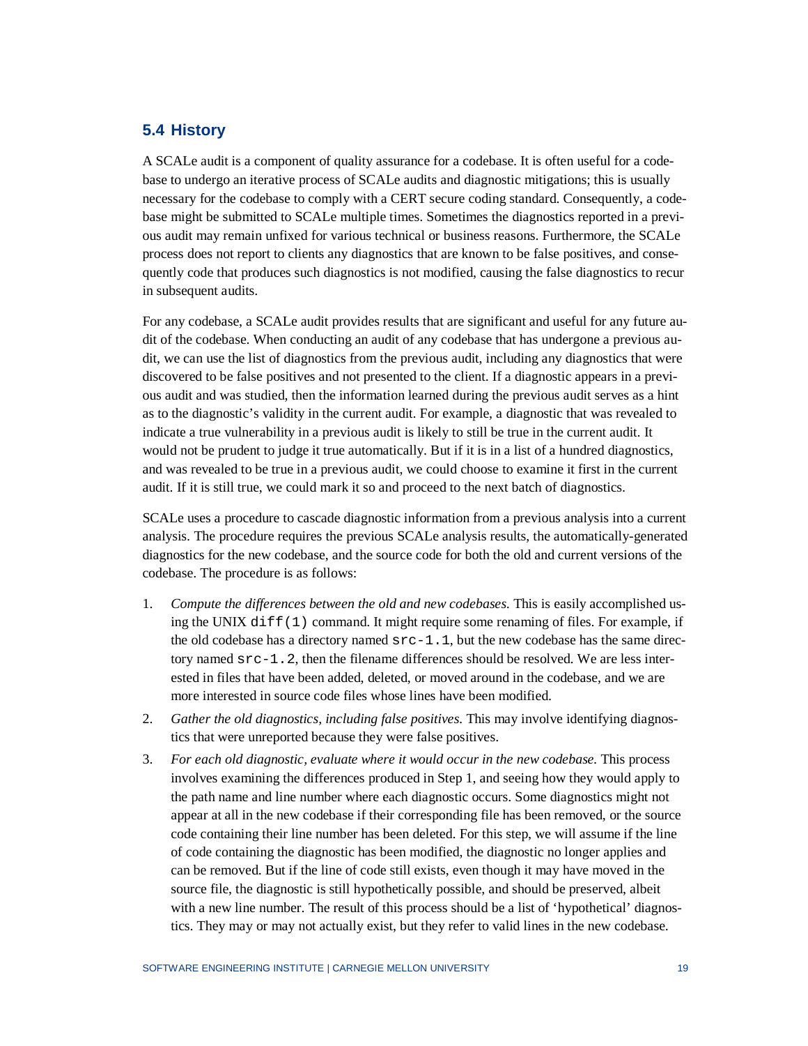## 5.4 History

A SCALe audit is a component of quality assurance for a codebase. It is often useful for a codebase to undergo an iterative process of SCALe audits and diagnostic mitigations; this is usually necessary for the codebase to comply with a CERT secure coding standard. Consequently, a codebase might be submitted to SCALe multiple times. Sometimes the diagnostics reported in a previous audit may remain unfixed for various technical or business reasons. Furthermore, the SCALe process does not report to clients any diagnostics that are known to be false positives, and consequently code that produces such diagnostics is not modified, causing the false diagnostics to recur in subsequent audits.

For any codebase, a SCALe audit provides results that are significant and useful for any future audit of the codebase. When conducting an audit of any codebase that has undergone a previous audit, we can use the list of diagnostics from the previous audit, including any diagnostics that were discovered to be false positives and not presented to the client. If a diagnostic appears in a previous audit and was studied, then the information learned during the previous audit serves as a hint as to the diagnostic's validity in the current audit. For example, a diagnostic that was revealed to indicate a true vulnerability in a previous audit is likely to still be true in the current audit. It would not be prudent to judge it true automatically. But if it is in a list of a hundred diagnostics, and was revealed to be true in a previous audit, we could choose to examine it first in the current audit. If it is still true, we could mark it so and proceed to the next batch of diagnostics.

SCALe uses a procedure to cascade diagnostic information from a previous analysis into a current analysis. The procedure requires the previous SCALe analysis results, the automatically-generated diagnostics for the new codebase, and the source code for both the old and current versions of the codebase. The procedure is as follows:

1. *Compute the differences between the old and new codebases.* This is easily accomplished using the UNIX `diff(1)` command. It might require some renaming of files. For example, if the old codebase has a directory named `src-1.1`, but the new codebase has the same directory named `src-1.2`, then the filename differences should be resolved. We are less interested in files that have been added, deleted, or moved around in the codebase, and we are more interested in source code files whose lines have been modified.
2. *Gather the old diagnostics, including false positives.* This may involve identifying diagnostics that were unreported because they were false positives.
3. *For each old diagnostic, evaluate where it would occur in the new codebase.* This process involves examining the differences produced in Step 1, and seeing how they would apply to the path name and line number where each diagnostic occurs. Some diagnostics might not appear at all in the new codebase if their corresponding file has been removed, or the source code containing their line number has been deleted. For this step, we will assume if the line of code containing the diagnostic has been modified, the diagnostic no longer applies and can be removed. But if the line of code still exists, even though it may have moved in the source file, the diagnostic is still hypothetically possible, and should be preserved, albeit with a new line number. The result of this process should be a list of 'hypothetical' diagnostics. They may or may not actually exist, but they refer to valid lines in the new codebase.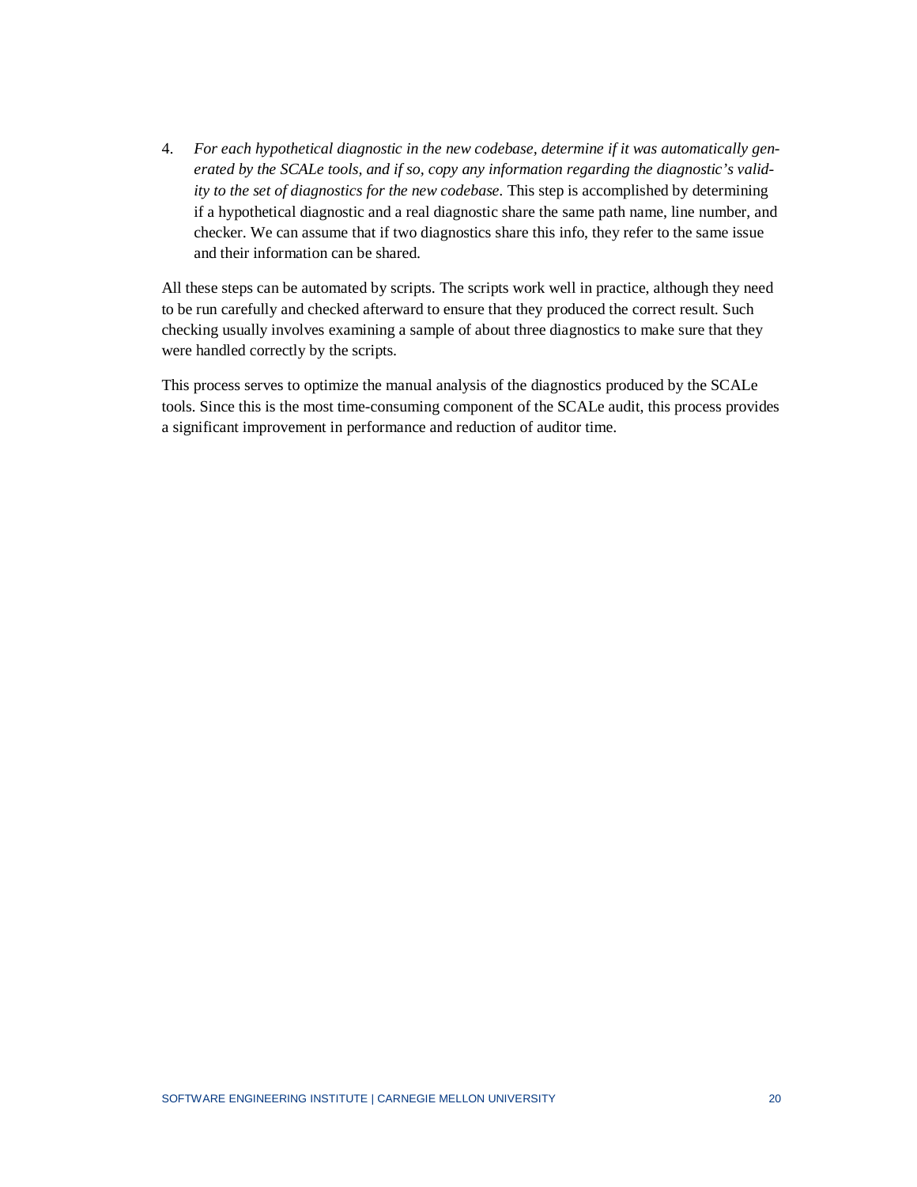4. *For each hypothetical diagnostic in the new codebase, determine if it was automatically generated by the SCALe tools, and if so, copy any information regarding the diagnostic's validity to the set of diagnostics for the new codebase.* This step is accomplished by determining if a hypothetical diagnostic and a real diagnostic share the same path name, line number, and checker. We can assume that if two diagnostics share this info, they refer to the same issue and their information can be shared.

All these steps can be automated by scripts. The scripts work well in practice, although they need to be run carefully and checked afterward to ensure that they produced the correct result. Such checking usually involves examining a sample of about three diagnostics to make sure that they were handled correctly by the scripts.

This process serves to optimize the manual analysis of the diagnostics produced by the SCALe tools. Since this is the most time-consuming component of the SCALe audit, this process provides a significant improvement in performance and reduction of auditor time.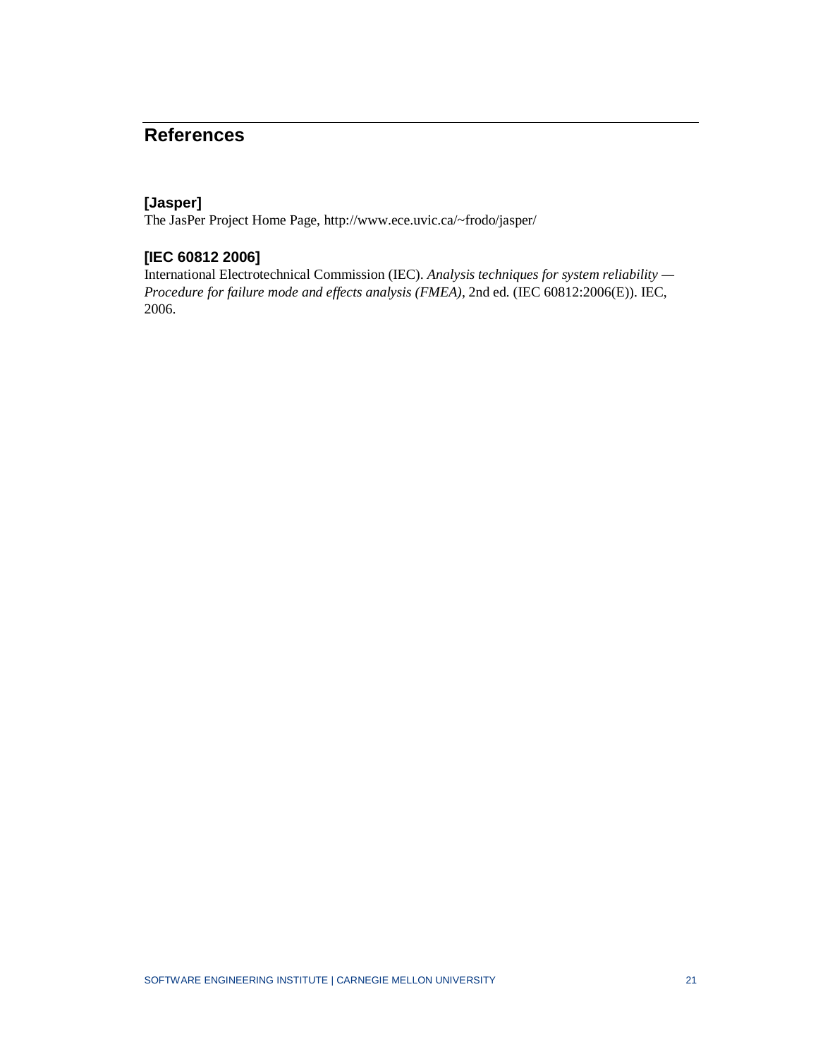# References

### [Jasper]

The JasPer Project Home Page, http://www.ece.uvic.ca/~frodo/jasper/

### [IEC 60812 2006]

International Electrotechnical Commission (IEC). *Analysis techniques for system reliability — Procedure for failure mode and effects analysis (FMEA)*, 2nd ed. (IEC 60812:2006(E)). IEC, 2006.